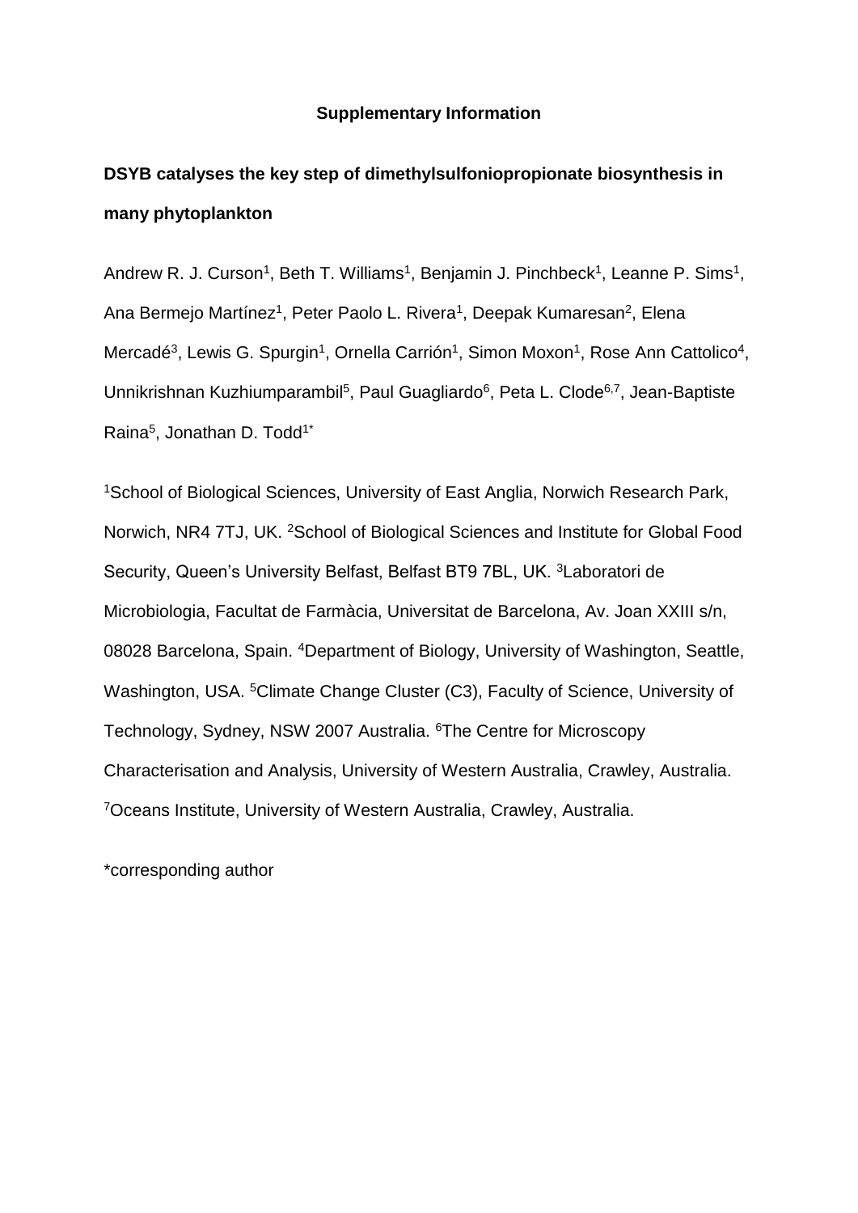**Supplementary Information**

# DSYB catalyses the key step of dimethylsulfoniopropionate biosynthesis in many phytoplankton

Andrew R. J. Curson[1], Beth T. Williams[1], Benjamin J. Pinchbeck[1], Leanne P. Sims[1], Ana Bermejo Martínez[1], Peter Paolo L. Rivera[1], Deepak Kumaresan[2], Elena Mercadé[3], Lewis G. Spurgin[1], Ornella Carrión[1], Simon Moxon[1], Rose Ann Cattolico[4], Unnikrishnan Kuzhiumparambil[5], Paul Guagliardo[6], Peta L. Clode[6,7], Jean-Baptiste Raina[5], Jonathan D. Todd[1*]

[1]School of Biological Sciences, University of East Anglia, Norwich Research Park, Norwich, NR4 7TJ, UK. [2]School of Biological Sciences and Institute for Global Food Security, Queen's University Belfast, Belfast BT9 7BL, UK. [3]Laboratori de Microbiologia, Facultat de Farmàcia, Universitat de Barcelona, Av. Joan XXIII s/n, 08028 Barcelona, Spain. [4]Department of Biology, University of Washington, Seattle, Washington, USA. [5]Climate Change Cluster (C3), Faculty of Science, University of Technology, Sydney, NSW 2007 Australia. [6]The Centre for Microscopy Characterisation and Analysis, University of Western Australia, Crawley, Australia. [7]Oceans Institute, University of Western Australia, Crawley, Australia.

*corresponding author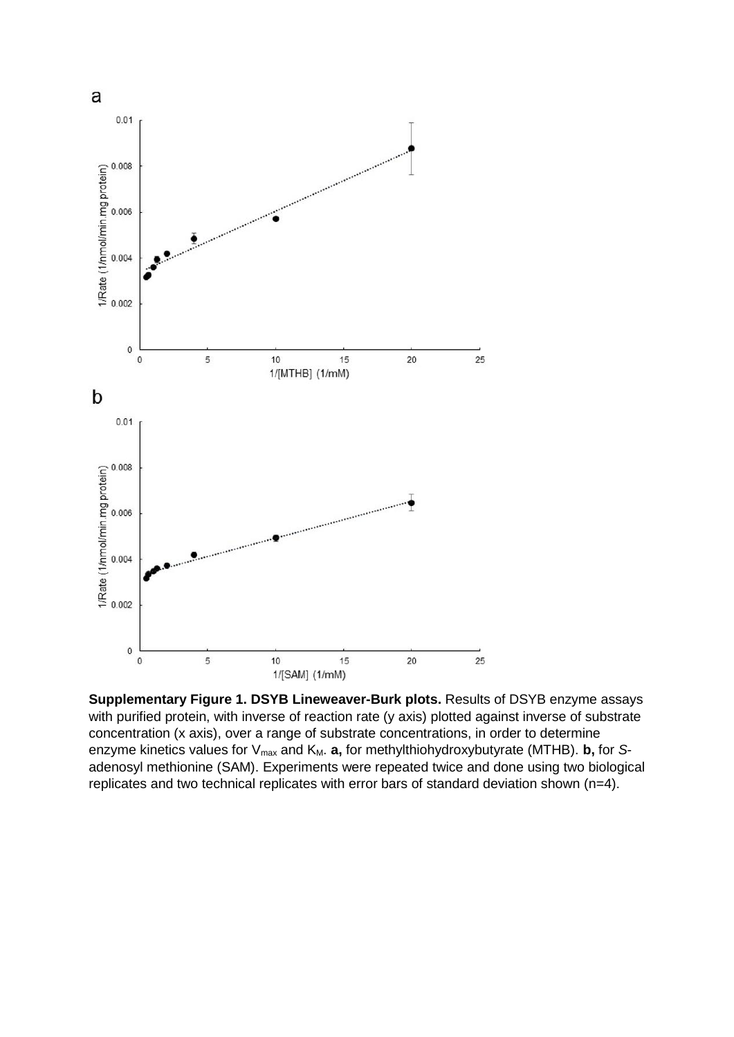a

0.01

0.008

0.006

0.004

0.002

0

1/Rate (1/nmol/min.mg protein)

0 5 10 15 20 25

1/[MTHB] (1/mM)

b

0.01

0.008

0.006

0.004

0.002

0

1/Rate (1/nmol/min.mg protein)

0 5 10 15 20 25

1/[SAM] (1/mM)

**Supplementary Figure 1. DSYB Lineweaver-Burk plots.** Results of DSYB enzyme assays with purified protein, with inverse of reaction rate (y axis) plotted against inverse of substrate concentration (x axis), over a range of substrate concentrations, in order to determine enzyme kinetics values for $V_{max}$ and $K_M$. **a,** for methylthiohydroxybutyrate (MTHB). **b,** for *S*-adenosyl methionine (SAM). Experiments were repeated twice and done using two biological replicates and two technical replicates with error bars of standard deviation shown (n=4).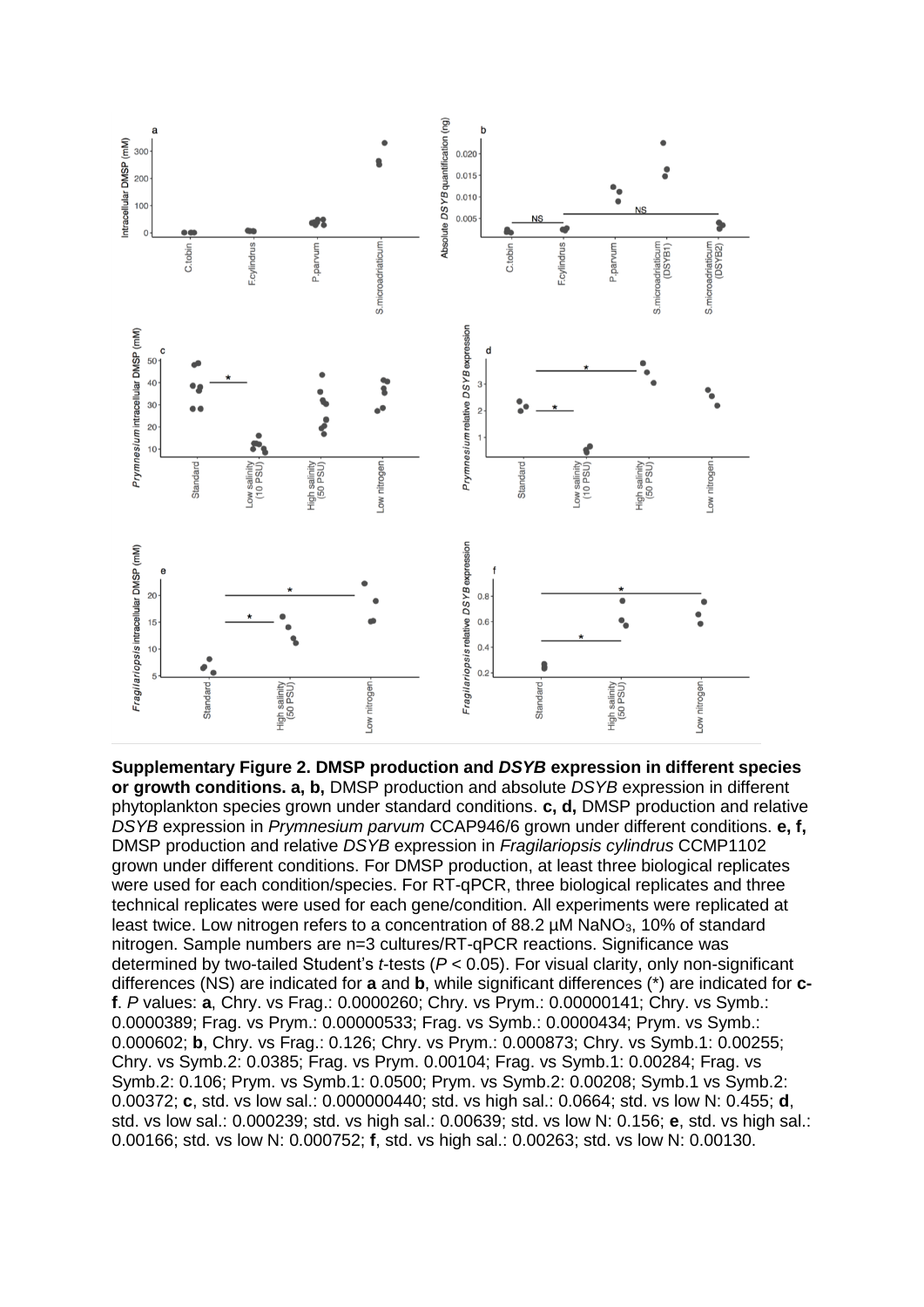a

Intracellular DMSP (mM)

300

200

100

0

C.tobin

F.cylindrus

P.parvum

S.microadriaticum

b

Absolute *DSYB* quantification (ng)

0.020

0.015

0.010

0.005

NS

NS

C.tobin

F.cylindrus

P.parvum

S.microadriaticum (DSYB1)

S.microadriaticum (DSYB2)

c

*Prymnesium* intracellular DMSP (mM)

50

40

30

20

10

*

Standard

Low salinity (10 PSU)

High salinity (50 PSU)

Low nitrogen

d

*Prymnesium* relative *DSYB* expression

3

2

1

*

*

Standard

Low salinity (10 PSU)

High salinity (50 PSU)

Low nitrogen

e

*Fragilariopsis* intracellular DMSP (mM)

20

15

10

5

*

*

Standard

High salinity (50 PSU)

Low nitrogen

f

*Fragilariopsis* relative *DSYB* expression

0.8

0.6

0.4

0.2

*

*

Standard

High salinity (50 PSU)

Low nitrogen

**Supplementary Figure 2. DMSP production and *DSYB* expression in different species or growth conditions. a, b,** DMSP production and absolute *DSYB* expression in different phytoplankton species grown under standard conditions. **c, d,** DMSP production and relative *DSYB* expression in *Prymnesium parvum* CCAP946/6 grown under different conditions. **e, f,** DMSP production and relative *DSYB* expression in *Fragilariopsis cylindrus* CCMP1102 grown under different conditions. For DMSP production, at least three biological replicates were used for each condition/species. For RT-qPCR, three biological replicates and three technical replicates were used for each gene/condition. All experiments were replicated at least twice. Low nitrogen refers to a concentration of 88.2 µM $NaNO_3$, 10% of standard nitrogen. Sample numbers are n=3 cultures/RT-qPCR reactions. Significance was determined by two-tailed Student's *t*-tests ($P < 0.05$). For visual clarity, only non-significant differences (NS) are indicated for **a** and **b**, while significant differences (*) are indicated for **c-f**. *P* values: **a**, Chry. vs Frag.: 0.0000260; Chry. vs Prym.: 0.00000141; Chry. vs Symb.: 0.0000389; Frag. vs Prym.: 0.00000533; Frag. vs Symb.: 0.0000434; Prym. vs Symb.: 0.000602; **b**, Chry. vs Frag.: 0.126; Chry. vs Prym.: 0.000873; Chry. vs Symb.1: 0.00255; Chry. vs Symb.2: 0.0385; Frag. vs Prym. 0.00104; Frag. vs Symb.1: 0.00284; Frag. vs Symb.2: 0.106; Prym. vs Symb.1: 0.0500; Prym. vs Symb.2: 0.00208; Symb.1 vs Symb.2: 0.00372; **c**, std. vs low sal.: 0.000000440; std. vs high sal.: 0.0664; std. vs low N: 0.455; **d**, std. vs low sal.: 0.000239; std. vs high sal.: 0.00639; std. vs low N: 0.156; **e**, std. vs high sal.: 0.00166; std. vs low N: 0.000752; **f**, std. vs high sal.: 0.00263; std. vs low N: 0.00130.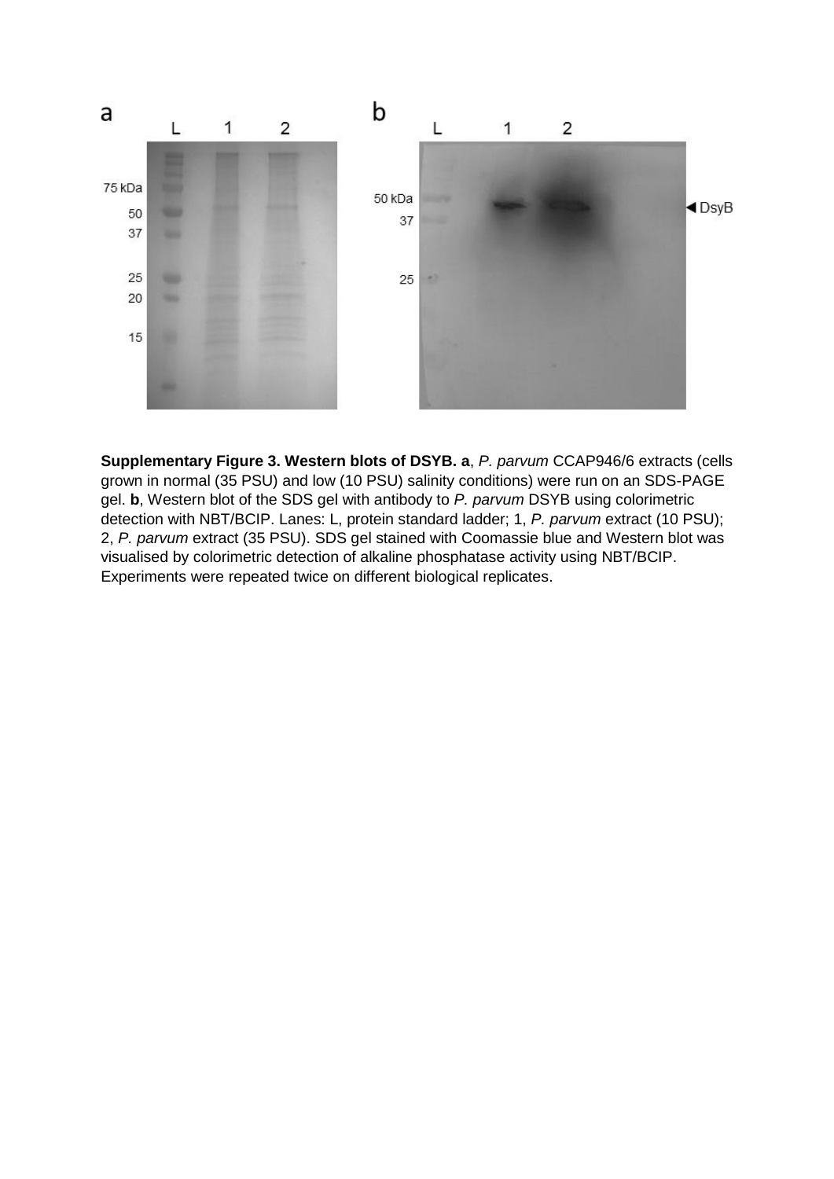a

L 1 2

75 kDa
50
37
25
20
15

b

L 1 2

50 kDa
37
25

◀ DsyB

**Supplementary Figure 3. Western blots of DSYB. a**, *P. parvum* CCAP946/6 extracts (cells grown in normal (35 PSU) and low (10 PSU) salinity conditions) were run on an SDS-PAGE gel. **b**, Western blot of the SDS gel with antibody to *P. parvum* DSYB using colorimetric detection with NBT/BCIP. Lanes: L, protein standard ladder; 1, *P. parvum* extract (10 PSU); 2, *P. parvum* extract (35 PSU). SDS gel stained with Coomassie blue and Western blot was visualised by colorimetric detection of alkaline phosphatase activity using NBT/BCIP. Experiments were repeated twice on different biological replicates.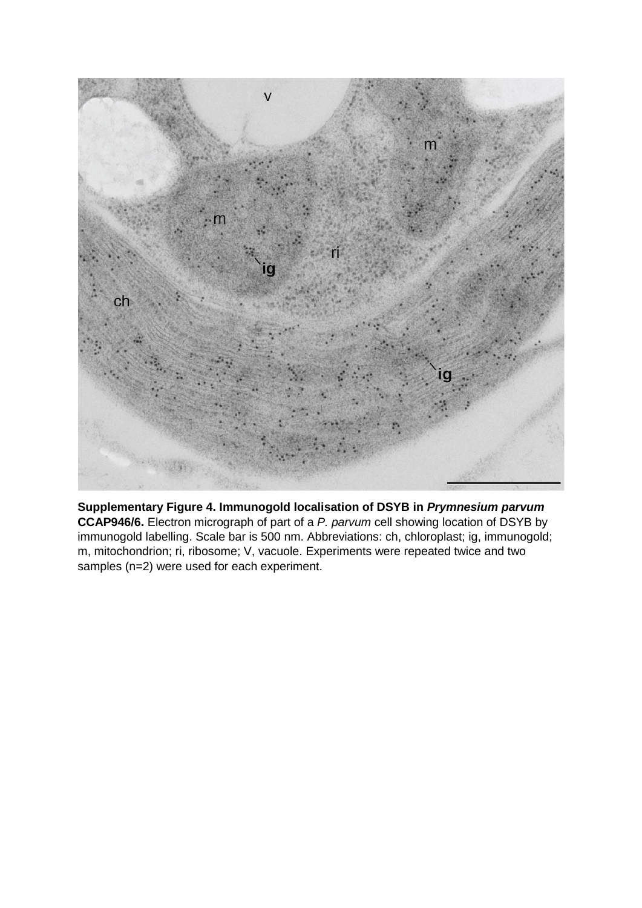v

m

m

ri

ig

ch

ig

**Supplementary Figure 4. Immunogold localisation of DSYB in *Prymnesium parvum* CCAP946/6.** Electron micrograph of part of a *P. parvum* cell showing location of DSYB by immunogold labelling. Scale bar is 500 nm. Abbreviations: ch, chloroplast; ig, immunogold; m, mitochondrion; ri, ribosome; V, vacuole. Experiments were repeated twice and two samples (n=2) were used for each experiment.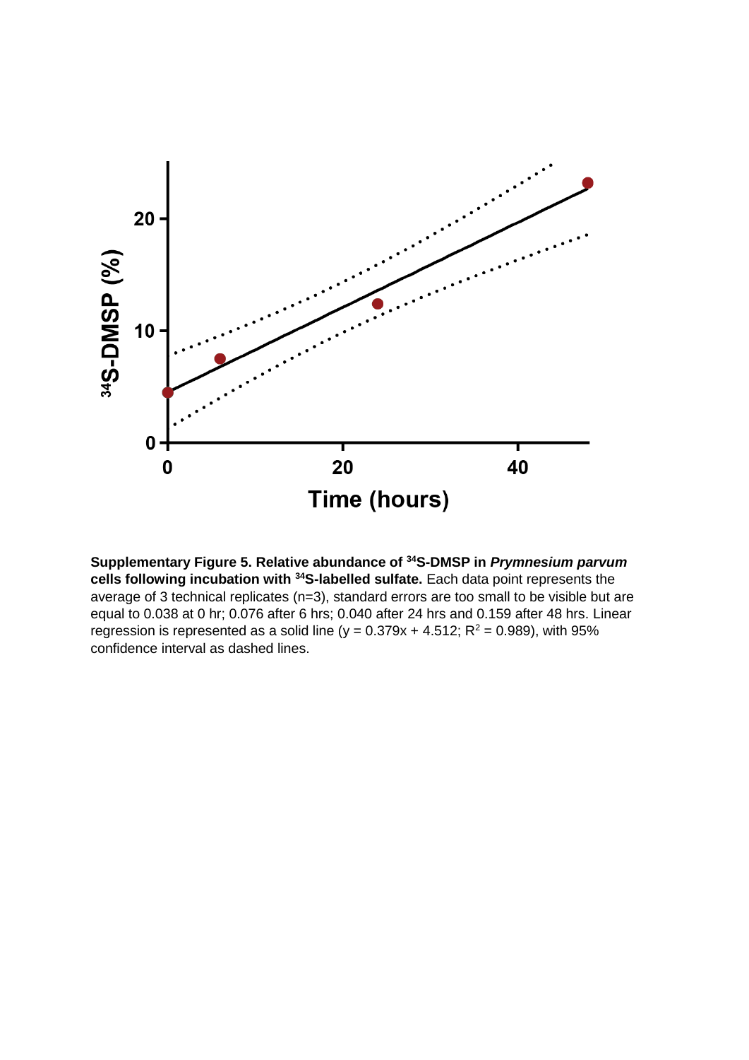$^{34}$S-DMSP (%)

20

10

0

0

20

40

Time (hours)

**Supplementary Figure 5. Relative abundance of $^{34}$S-DMSP in *Prymnesium parvum* cells following incubation with $^{34}$S-labelled sulfate.** Each data point represents the average of 3 technical replicates (n=3), standard errors are too small to be visible but are equal to 0.038 at 0 hr; 0.076 after 6 hrs; 0.040 after 24 hrs and 0.159 after 48 hrs. Linear regression is represented as a solid line ($y = 0.379x + 4.512$; $R^2 = 0.989$), with 95% confidence interval as dashed lines.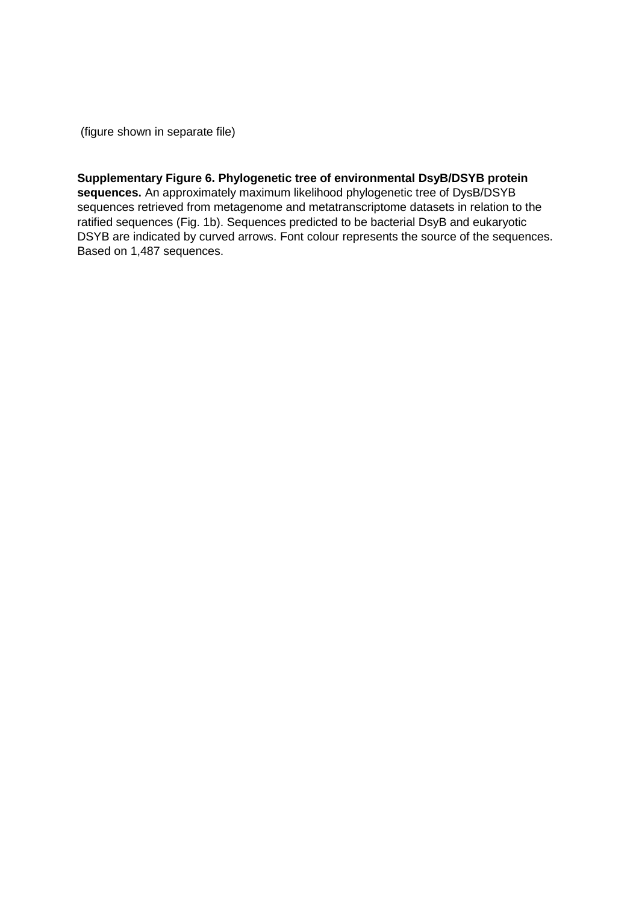(figure shown in separate file)

**Supplementary Figure 6. Phylogenetic tree of environmental DsyB/DSYB protein sequences.** An approximately maximum likelihood phylogenetic tree of DysB/DSYB sequences retrieved from metagenome and metatranscriptome datasets in relation to the ratified sequences (Fig. 1b). Sequences predicted to be bacterial DsyB and eukaryotic DSYB are indicated by curved arrows. Font colour represents the source of the sequences. Based on 1,487 sequences.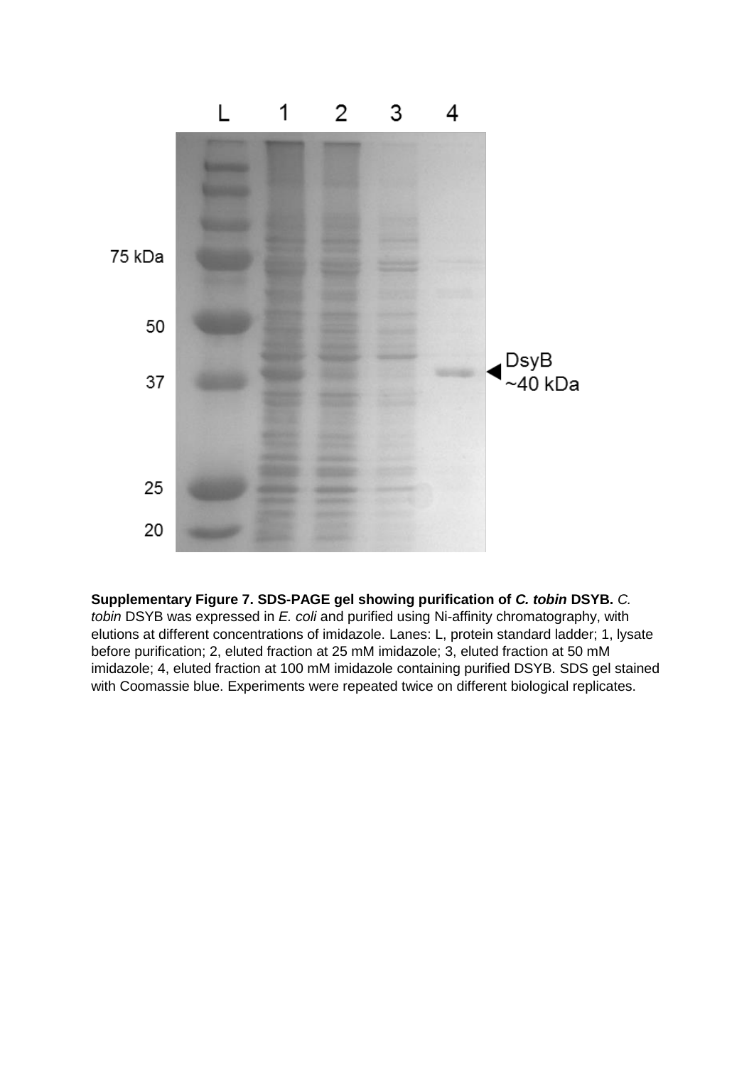L 1 2 3 4

75 kDa

50

37

25

20

DsyB
~40 kDa

**Supplementary Figure 7. SDS-PAGE gel showing purification of *C. tobin* DSYB.** *C. tobin* DSYB was expressed in *E. coli* and purified using Ni-affinity chromatography, with elutions at different concentrations of imidazole. Lanes: L, protein standard ladder; 1, lysate before purification; 2, eluted fraction at 25 mM imidazole; 3, eluted fraction at 50 mM imidazole; 4, eluted fraction at 100 mM imidazole containing purified DSYB. SDS gel stained with Coomassie blue. Experiments were repeated twice on different biological replicates.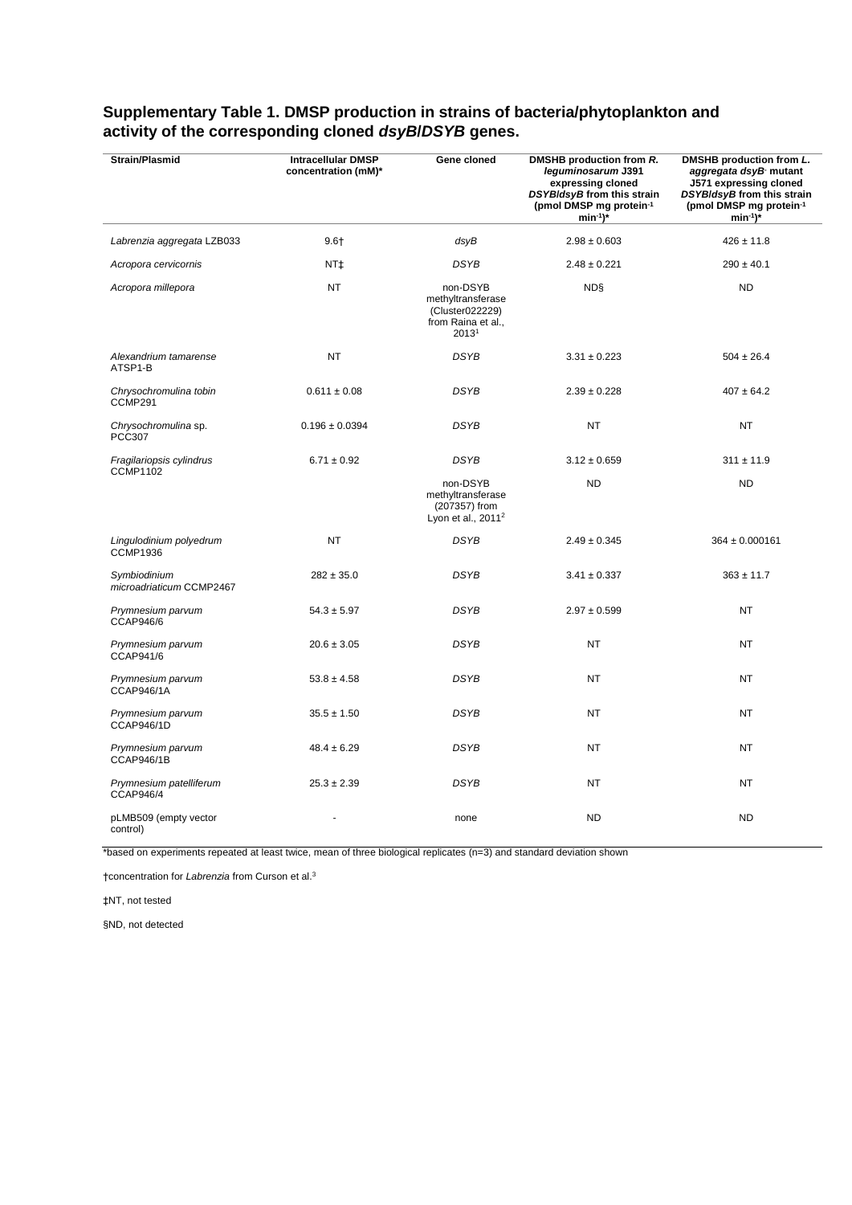## Supplementary Table 1. DMSP production in strains of bacteria/phytoplankton and activity of the corresponding cloned *dsyB*/*DSYB* genes.

| Strain/Plasmid | Intracellular DMSP concentration (mM)* | Gene cloned | DMSHB production from *R. leguminosarum* J391 expressing cloned *DSYB*/*dsyB* from this strain (pmol DMSP mg protein$^{-1}$ min$^{-1}$)* | DMSHB production from *L. aggregata dsyB*$^{-}$ mutant J571 expressing cloned *DSYB*/*dsyB* from this strain (pmol DMSP mg protein$^{-1}$ min$^{-1}$)* |
|---|---|---|---|---|
| *Labrenzia aggregata* LZB033 | 9.6† | *dsyB* | 2.98 ± 0.603 | 426 ± 11.8 |
| *Acropora cervicornis* | NT‡ | *DSYB* | 2.48 ± 0.221 | 290 ± 40.1 |
| *Acropora millepora* | NT | non-DSYB methyltransferase (Cluster022229) from Raina et al., 2013[1] | ND§ | ND |
| *Alexandrium tamarense* ATSP1-B | NT | *DSYB* | 3.31 ± 0.223 | 504 ± 26.4 |
| *Chrysochromulina tobin* CCMP291 | 0.611 ± 0.08 | *DSYB* | 2.39 ± 0.228 | 407 ± 64.2 |
| *Chrysochromulina* sp. PCC307 | 0.196 ± 0.0394 | *DSYB* | NT | NT |
| *Fragilariopsis cylindrus* CCMP1102 | 6.71 ± 0.92 | *DSYB* | 3.12 ± 0.659 | 311 ± 11.9 |
| | | non-DSYB methyltransferase (207357) from Lyon et al., 2011[2] | ND | ND |
| *Lingulodinium polyedrum* CCMP1936 | NT | *DSYB* | 2.49 ± 0.345 | 364 ± 0.000161 |
| *Symbiodinium microadriaticum* CCMP2467 | 282 ± 35.0 | *DSYB* | 3.41 ± 0.337 | 363 ± 11.7 |
| *Prymnesium parvum* CCAP946/6 | 54.3 ± 5.97 | *DSYB* | 2.97 ± 0.599 | NT |
| *Prymnesium parvum* CCAP941/6 | 20.6 ± 3.05 | *DSYB* | NT | NT |
| *Prymnesium parvum* CCAP946/1A | 53.8 ± 4.58 | *DSYB* | NT | NT |
| *Prymnesium parvum* CCAP946/1D | 35.5 ± 1.50 | *DSYB* | NT | NT |
| *Prymnesium parvum* CCAP946/1B | 48.4 ± 6.29 | *DSYB* | NT | NT |
| *Prymnesium patelliferum* CCAP946/4 | 25.3 ± 2.39 | *DSYB* | NT | NT |
| pLMB509 (empty vector control) | - | none | ND | ND |

*based on experiments repeated at least twice, mean of three biological replicates (n=3) and standard deviation shown

†concentration for *Labrenzia* from Curson et al.[3]

‡NT, not tested

§ND, not detected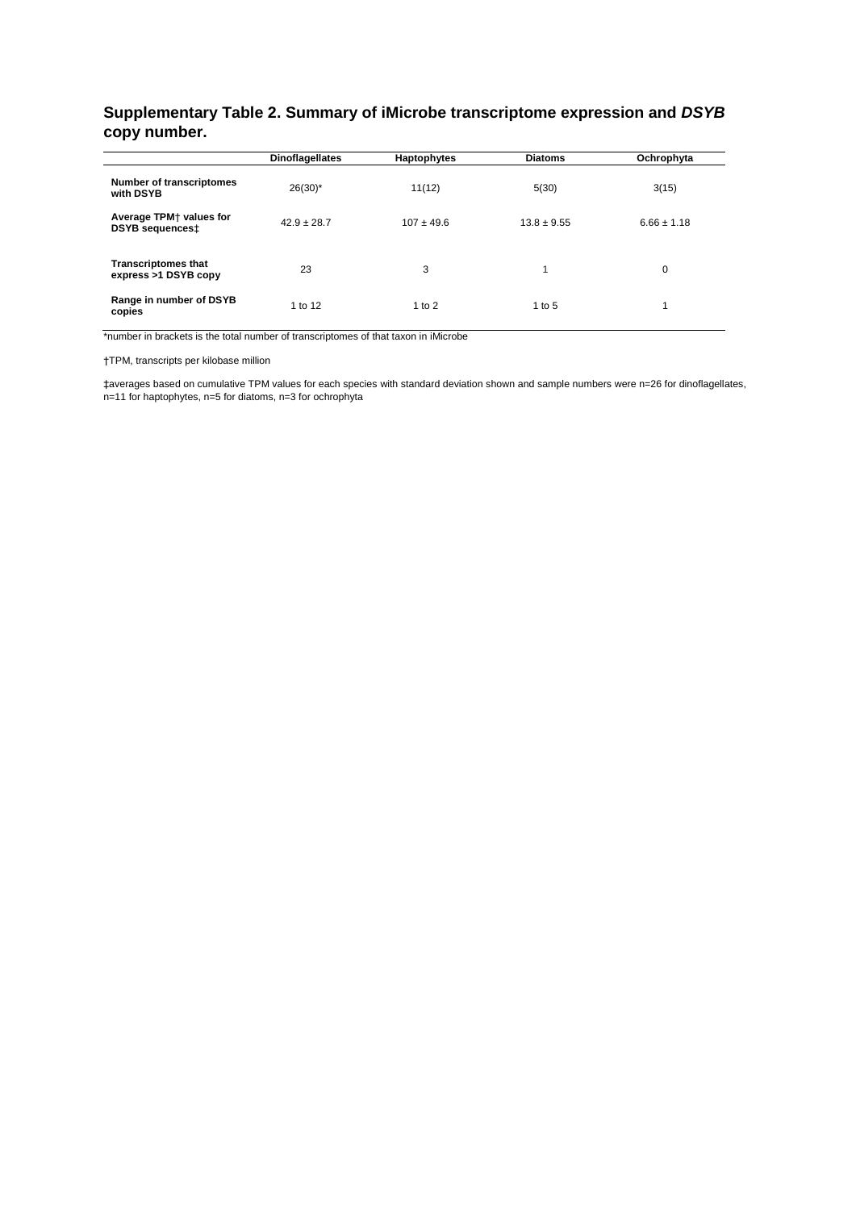## Supplementary Table 2. Summary of iMicrobe transcriptome expression and *DSYB* copy number.

| | Dinoflagellates | Haptophytes | Diatoms | Ochrophyta |
|---|---|---|---|---|
| **Number of transcriptomes with DSYB** | 26(30)* | 11(12) | 5(30) | 3(15) |
| **Average TPM† values for DSYB sequences‡** | 42.9 ± 28.7 | 107 ± 49.6 | 13.8 ± 9.55 | 6.66 ± 1.18 |
| **Transcriptomes that express >1 DSYB copy** | 23 | 3 | 1 | 0 |
| **Range in number of DSYB copies** | 1 to 12 | 1 to 2 | 1 to 5 | 1 |

*number in brackets is the total number of transcriptomes of that taxon in iMicrobe

†TPM, transcripts per kilobase million

‡averages based on cumulative TPM values for each species with standard deviation shown and sample numbers were n=26 for dinoflagellates, n=11 for haptophytes, n=5 for diatoms, n=3 for ochrophyta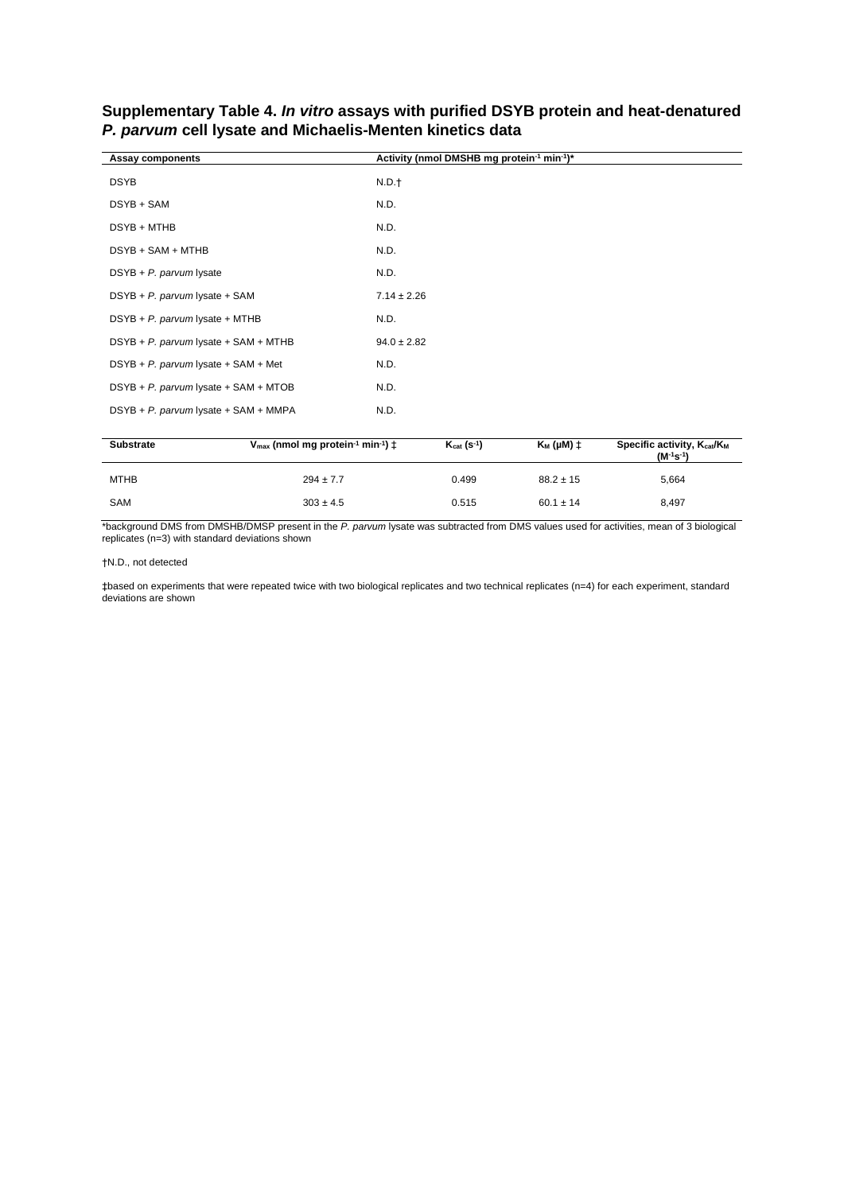## Supplementary Table 4. *In vitro* assays with purified DSYB protein and heat-denatured *P. parvum* cell lysate and Michaelis-Menten kinetics data

| Assay components | Activity (nmol DMSHB mg protein$^{-1}$ min$^{-1}$)* |
|---|---|
| DSYB | N.D.† |
| DSYB + SAM | N.D. |
| DSYB + MTHB | N.D. |
| DSYB + SAM + MTHB | N.D. |
| DSYB + *P. parvum* lysate | N.D. |
| DSYB + *P. parvum* lysate + SAM | 7.14 ± 2.26 |
| DSYB + *P. parvum* lysate + MTHB | N.D. |
| DSYB + *P. parvum* lysate + SAM + MTHB | 94.0 ± 2.82 |
| DSYB + *P. parvum* lysate + SAM + Met | N.D. |
| DSYB + *P. parvum* lysate + SAM + MTOB | N.D. |
| DSYB + *P. parvum* lysate + SAM + MMPA | N.D. |

| Substrate | $V_{max}$ (nmol mg protein$^{-1}$ min$^{-1}$) ‡ | $K_{cat}$ (s$^{-1}$) | $K_M$ (μM) ‡ | Specific activity, $K_{cat}/K_M$ (M$^{-1}$s$^{-1}$) |
|---|---|---|---|---|
| MTHB | 294 ± 7.7 | 0.499 | 88.2 ± 15 | 5,664 |
| SAM | 303 ± 4.5 | 0.515 | 60.1 ± 14 | 8,497 |

*background DMS from DMSHB/DMSP present in the *P. parvum* lysate was subtracted from DMS values used for activities, mean of 3 biological replicates (n=3) with standard deviations shown

†N.D., not detected

‡based on experiments that were repeated twice with two biological replicates and two technical replicates (n=4) for each experiment, standard deviations are shown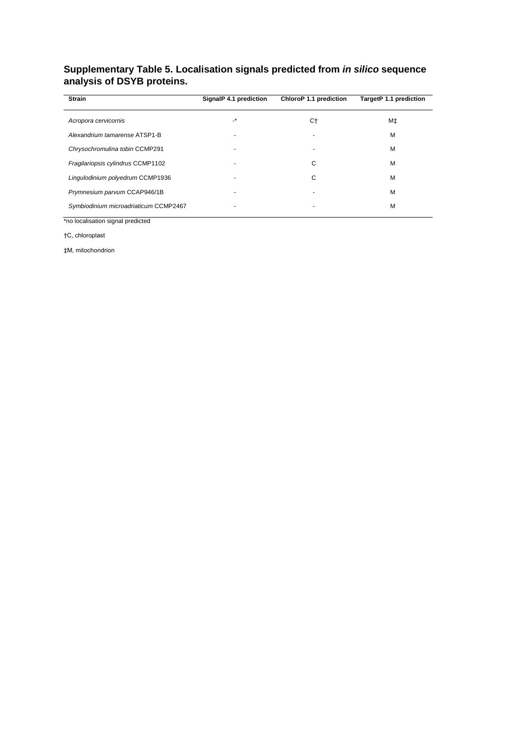**Supplementary Table 5. Localisation signals predicted from *in silico* sequence analysis of DSYB proteins.**

| Strain | SignalP 4.1 prediction | ChloroP 1.1 prediction | TargetP 1.1 prediction |
|---|---|---|---|
| *Acropora cervicornis* | -* | C† | M‡ |
| *Alexandrium tamarense* ATSP1-B | - | - | M |
| *Chrysochromulina tobin* CCMP291 | - | - | M |
| *Fragilariopsis cylindrus* CCMP1102 | - | C | M |
| *Lingulodinium polyedrum* CCMP1936 | - | C | M |
| *Prymnesium parvum* CCAP946/1B | - | - | M |
| *Symbiodinium microadriaticum* CCMP2467 | - | - | M |

*no localisation signal predicted

†C, chloroplast

‡M, mitochondrion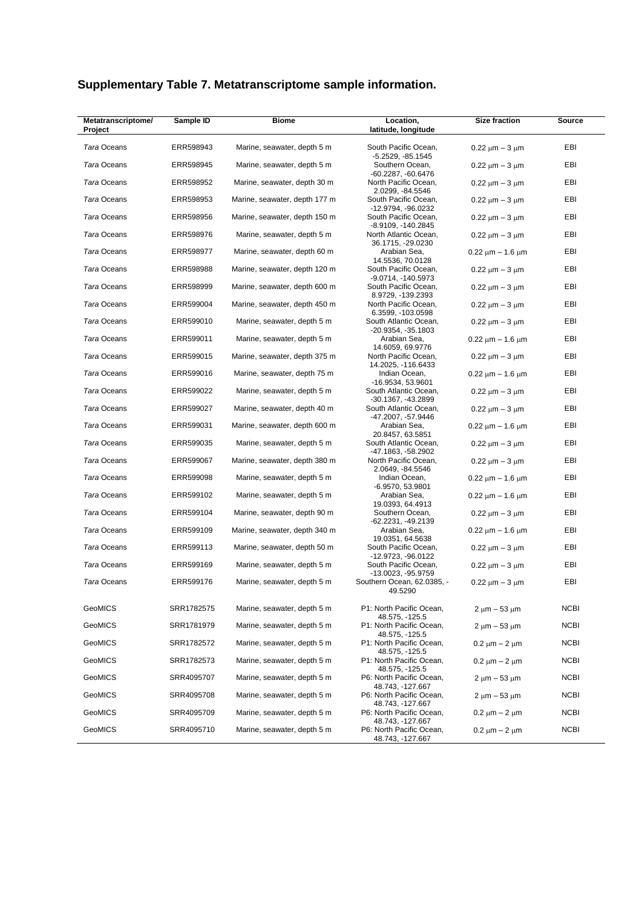## Supplementary Table 7. Metatranscriptome sample information.

| Metatranscriptome/ Project | Sample ID | Biome | Location, latitude, longitude | Size fraction | Source |
|---|---|---|---|---|---|
| *Tara* Oceans | ERR598943 | Marine, seawater, depth 5 m | South Pacific Ocean, -5.2529, -85.1545 | 0.22 μm – 3 μm | EBI |
| *Tara* Oceans | ERR598945 | Marine, seawater, depth 5 m | Southern Ocean, -60.2287, -60.6476 | 0.22 μm – 3 μm | EBI |
| *Tara* Oceans | ERR598952 | Marine, seawater, depth 30 m | North Pacific Ocean, 2.0299, -84.5546 | 0.22 μm – 3 μm | EBI |
| *Tara* Oceans | ERR598953 | Marine, seawater, depth 177 m | South Pacific Ocean, -12.9794, -96.0232 | 0.22 μm – 3 μm | EBI |
| *Tara* Oceans | ERR598956 | Marine, seawater, depth 150 m | South Pacific Ocean, -8.9109, -140.2845 | 0.22 μm – 3 μm | EBI |
| *Tara* Oceans | ERR598976 | Marine, seawater, depth 5 m | North Atlantic Ocean, 36.1715, -29.0230 | 0.22 μm – 3 μm | EBI |
| *Tara* Oceans | ERR598977 | Marine, seawater, depth 60 m | Arabian Sea, 14.5536, 70.0128 | 0.22 μm – 1.6 μm | EBI |
| *Tara* Oceans | ERR598988 | Marine, seawater, depth 120 m | South Pacific Ocean, -9.0714, -140.5973 | 0.22 μm – 3 μm | EBI |
| *Tara* Oceans | ERR598999 | Marine, seawater, depth 600 m | South Pacific Ocean, 8.9729, -139.2393 | 0.22 μm – 3 μm | EBI |
| *Tara* Oceans | ERR599004 | Marine, seawater, depth 450 m | North Pacific Ocean, 6.3599, -103.0598 | 0.22 μm – 3 μm | EBI |
| *Tara* Oceans | ERR599010 | Marine, seawater, depth 5 m | South Atlantic Ocean, -20.9354, -35.1803 | 0.22 μm – 3 μm | EBI |
| *Tara* Oceans | ERR599011 | Marine, seawater, depth 5 m | Arabian Sea, 14.6059, 69.9776 | 0.22 μm – 1.6 μm | EBI |
| *Tara* Oceans | ERR599015 | Marine, seawater, depth 375 m | North Pacific Ocean, 14.2025, -116.6433 | 0.22 μm – 3 μm | EBI |
| *Tara* Oceans | ERR599016 | Marine, seawater, depth 75 m | Indian Ocean, -16.9534, 53.9601 | 0.22 μm – 1.6 μm | EBI |
| *Tara* Oceans | ERR599022 | Marine, seawater, depth 5 m | South Atlantic Ocean, -30.1367, -43.2899 | 0.22 μm – 3 μm | EBI |
| *Tara* Oceans | ERR599027 | Marine, seawater, depth 40 m | South Atlantic Ocean, -47.2007, -57.9446 | 0.22 μm – 3 μm | EBI |
| *Tara* Oceans | ERR599031 | Marine, seawater, depth 600 m | Arabian Sea, 20.8457, 63.5851 | 0.22 μm – 1.6 μm | EBI |
| *Tara* Oceans | ERR599035 | Marine, seawater, depth 5 m | South Atlantic Ocean, -47.1863, -58.2902 | 0.22 μm – 3 μm | EBI |
| *Tara* Oceans | ERR599067 | Marine, seawater, depth 380 m | North Pacific Ocean, 2.0649, -84.5546 | 0.22 μm – 3 μm | EBI |
| *Tara* Oceans | ERR599098 | Marine, seawater, depth 5 m | Indian Ocean, -6.9570, 53.9801 | 0.22 μm – 1.6 μm | EBI |
| *Tara* Oceans | ERR599102 | Marine, seawater, depth 5 m | Arabian Sea, 19.0393, 64.4913 | 0.22 μm – 1.6 μm | EBI |
| *Tara* Oceans | ERR599104 | Marine, seawater, depth 90 m | Southern Ocean, -62.2231, -49.2139 | 0.22 μm – 3 μm | EBI |
| *Tara* Oceans | ERR599109 | Marine, seawater, depth 340 m | Arabian Sea, 19.0351, 64.5638 | 0.22 μm – 1.6 μm | EBI |
| *Tara* Oceans | ERR599113 | Marine, seawater, depth 50 m | South Pacific Ocean, -12.9723, -96.0122 | 0.22 μm – 3 μm | EBI |
| *Tara* Oceans | ERR599169 | Marine, seawater, depth 5 m | South Pacific Ocean, -13.0023, -95.9759 | 0.22 μm – 3 μm | EBI |
| *Tara* Oceans | ERR599176 | Marine, seawater, depth 5 m | Southern Ocean, 62.0385, -49.5290 | 0.22 μm – 3 μm | EBI |
| GeoMICS | SRR1782575 | Marine, seawater, depth 5 m | P1: North Pacific Ocean, 48.575, -125.5 | 2 μm – 53 μm | NCBI |
| GeoMICS | SRR1781979 | Marine, seawater, depth 5 m | P1: North Pacific Ocean, 48.575, -125.5 | 2 μm – 53 μm | NCBI |
| GeoMICS | SRR1782572 | Marine, seawater, depth 5 m | P1: North Pacific Ocean, 48.575, -125.5 | 0.2 μm – 2 μm | NCBI |
| GeoMICS | SRR1782573 | Marine, seawater, depth 5 m | P1: North Pacific Ocean, 48.575, -125.5 | 0.2 μm – 2 μm | NCBI |
| GeoMICS | SRR4095707 | Marine, seawater, depth 5 m | P6: North Pacific Ocean, 48.743, -127.667 | 2 μm – 53 μm | NCBI |
| GeoMICS | SRR4095708 | Marine, seawater, depth 5 m | P6: North Pacific Ocean, 48.743, -127.667 | 2 μm – 53 μm | NCBI |
| GeoMICS | SRR4095709 | Marine, seawater, depth 5 m | P6: North Pacific Ocean, 48.743, -127.667 | 0.2 μm – 2 μm | NCBI |
| GeoMICS | SRR4095710 | Marine, seawater, depth 5 m | P6: North Pacific Ocean, 48.743, -127.667 | 0.2 μm – 2 μm | NCBI |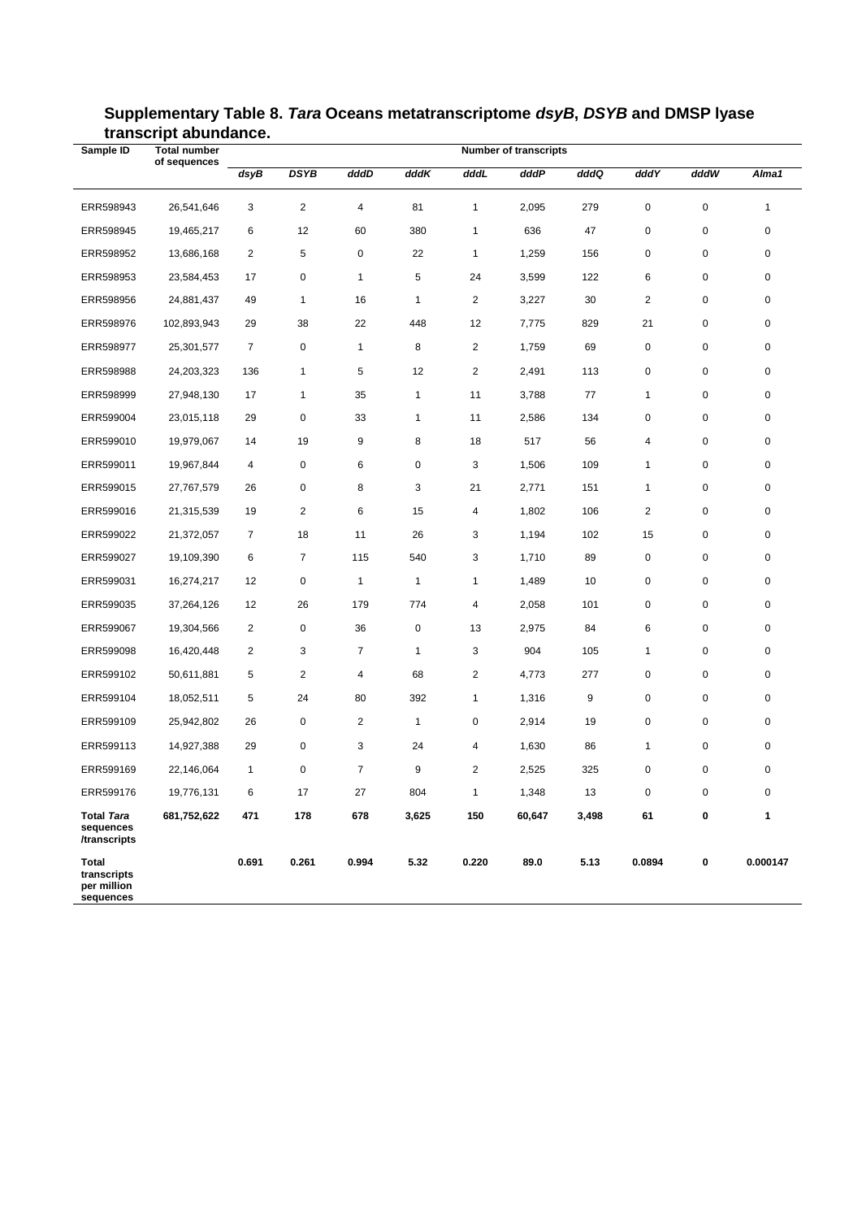# Supplementary Table 8. *Tara* Oceans metatranscriptome *dsyB*, *DSYB* and DMSP lyase transcript abundance.

| Sample ID | Total number of sequences | Number of transcripts | | | | | | | | | |
|---|---|---|---|---|---|---|---|---|---|---|---|
| | | *dsyB* | *DSYB* | *dddD* | *dddK* | *dddL* | *dddP* | *dddQ* | *dddY* | *dddW* | *Alma1* |
| ERR598943 | 26,541,646 | 3 | 2 | 4 | 81 | 1 | 2,095 | 279 | 0 | 0 | 1 |
| ERR598945 | 19,465,217 | 6 | 12 | 60 | 380 | 1 | 636 | 47 | 0 | 0 | 0 |
| ERR598952 | 13,686,168 | 2 | 5 | 0 | 22 | 1 | 1,259 | 156 | 0 | 0 | 0 |
| ERR598953 | 23,584,453 | 17 | 0 | 1 | 5 | 24 | 3,599 | 122 | 6 | 0 | 0 |
| ERR598956 | 24,881,437 | 49 | 1 | 16 | 1 | 2 | 3,227 | 30 | 2 | 0 | 0 |
| ERR598976 | 102,893,943 | 29 | 38 | 22 | 448 | 12 | 7,775 | 829 | 21 | 0 | 0 |
| ERR598977 | 25,301,577 | 7 | 0 | 1 | 8 | 2 | 1,759 | 69 | 0 | 0 | 0 |
| ERR598988 | 24,203,323 | 136 | 1 | 5 | 12 | 2 | 2,491 | 113 | 0 | 0 | 0 |
| ERR598999 | 27,948,130 | 17 | 1 | 35 | 1 | 11 | 3,788 | 77 | 1 | 0 | 0 |
| ERR599004 | 23,015,118 | 29 | 0 | 33 | 1 | 11 | 2,586 | 134 | 0 | 0 | 0 |
| ERR599010 | 19,979,067 | 14 | 19 | 9 | 8 | 18 | 517 | 56 | 4 | 0 | 0 |
| ERR599011 | 19,967,844 | 4 | 0 | 6 | 0 | 3 | 1,506 | 109 | 1 | 0 | 0 |
| ERR599015 | 27,767,579 | 26 | 0 | 8 | 3 | 21 | 2,771 | 151 | 1 | 0 | 0 |
| ERR599016 | 21,315,539 | 19 | 2 | 6 | 15 | 4 | 1,802 | 106 | 2 | 0 | 0 |
| ERR599022 | 21,372,057 | 7 | 18 | 11 | 26 | 3 | 1,194 | 102 | 15 | 0 | 0 |
| ERR599027 | 19,109,390 | 6 | 7 | 115 | 540 | 3 | 1,710 | 89 | 0 | 0 | 0 |
| ERR599031 | 16,274,217 | 12 | 0 | 1 | 1 | 1 | 1,489 | 10 | 0 | 0 | 0 |
| ERR599035 | 37,264,126 | 12 | 26 | 179 | 774 | 4 | 2,058 | 101 | 0 | 0 | 0 |
| ERR599067 | 19,304,566 | 2 | 0 | 36 | 0 | 13 | 2,975 | 84 | 6 | 0 | 0 |
| ERR599098 | 16,420,448 | 2 | 3 | 7 | 1 | 3 | 904 | 105 | 1 | 0 | 0 |
| ERR599102 | 50,611,881 | 5 | 2 | 4 | 68 | 2 | 4,773 | 277 | 0 | 0 | 0 |
| ERR599104 | 18,052,511 | 5 | 24 | 80 | 392 | 1 | 1,316 | 9 | 0 | 0 | 0 |
| ERR599109 | 25,942,802 | 26 | 0 | 2 | 1 | 0 | 2,914 | 19 | 0 | 0 | 0 |
| ERR599113 | 14,927,388 | 29 | 0 | 3 | 24 | 4 | 1,630 | 86 | 1 | 0 | 0 |
| ERR599169 | 22,146,064 | 1 | 0 | 7 | 9 | 2 | 2,525 | 325 | 0 | 0 | 0 |
| ERR599176 | 19,776,131 | 6 | 17 | 27 | 804 | 1 | 1,348 | 13 | 0 | 0 | 0 |
| **Total *Tara* sequences /transcripts** | **681,752,622** | **471** | **178** | **678** | **3,625** | **150** | **60,647** | **3,498** | **61** | **0** | **1** |
| **Total transcripts per million sequences** | | **0.691** | **0.261** | **0.994** | **5.32** | **0.220** | **89.0** | **5.13** | **0.0894** | **0** | **0.000147** |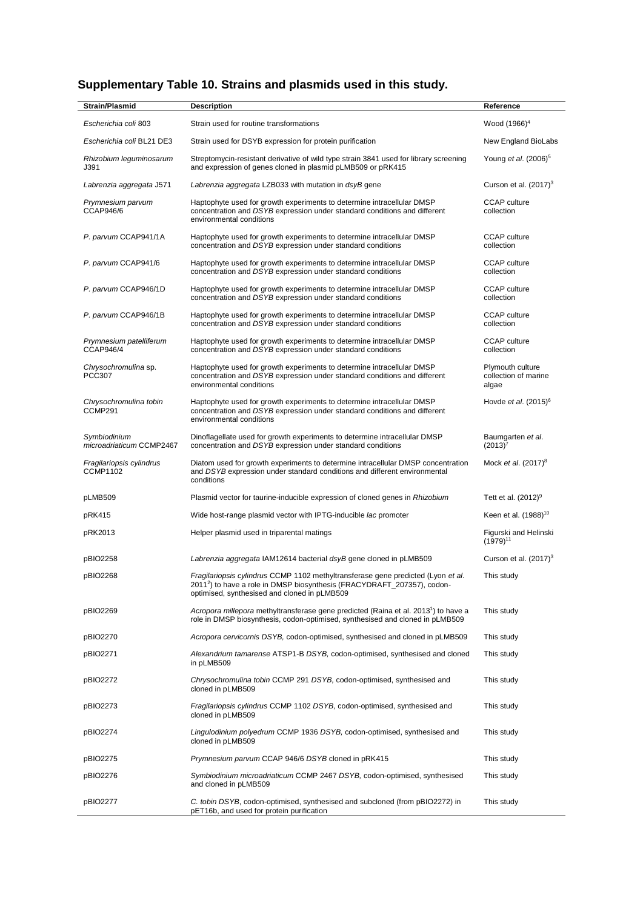# Supplementary Table 10. Strains and plasmids used in this study.

| Strain/Plasmid | Description | Reference |
|---|---|---|
| *Escherichia coli* 803 | Strain used for routine transformations | Wood (1966)[4] |
| *Escherichia coli* BL21 DE3 | Strain used for DSYB expression for protein purification | New England BioLabs |
| *Rhizobium leguminosarum* J391 | Streptomycin-resistant derivative of wild type strain 3841 used for library screening and expression of genes cloned in plasmid pLMB509 or pRK415 | Young *et al.* (2006)[5] |
| *Labrenzia aggregata* J571 | *Labrenzia aggregata* LZB033 with mutation in *dsyB* gene | Curson et al. (2017)[3] |
| *Prymnesium parvum* CCAP946/6 | Haptophyte used for growth experiments to determine intracellular DMSP concentration and *DSYB* expression under standard conditions and different environmental conditions | CCAP culture collection |
| *P. parvum* CCAP941/1A | Haptophyte used for growth experiments to determine intracellular DMSP concentration and *DSYB* expression under standard conditions | CCAP culture collection |
| *P. parvum* CCAP941/6 | Haptophyte used for growth experiments to determine intracellular DMSP concentration and *DSYB* expression under standard conditions | CCAP culture collection |
| *P. parvum* CCAP946/1D | Haptophyte used for growth experiments to determine intracellular DMSP concentration and *DSYB* expression under standard conditions | CCAP culture collection |
| *P. parvum* CCAP946/1B | Haptophyte used for growth experiments to determine intracellular DMSP concentration and *DSYB* expression under standard conditions | CCAP culture collection |
| *Prymnesium patelliferum* CCAP946/4 | Haptophyte used for growth experiments to determine intracellular DMSP concentration and *DSYB* expression under standard conditions | CCAP culture collection |
| *Chrysochromulina* sp. PCC307 | Haptophyte used for growth experiments to determine intracellular DMSP concentration and *DSYB* expression under standard conditions and different environmental conditions | Plymouth culture collection of marine algae |
| *Chrysochromulina tobin* CCMP291 | Haptophyte used for growth experiments to determine intracellular DMSP concentration and *DSYB* expression under standard conditions and different environmental conditions | Hovde *et al.* (2015)[6] |
| *Symbiodinium microadriaticum* CCMP2467 | Dinoflagellate used for growth experiments to determine intracellular DMSP concentration and *DSYB* expression under standard conditions | Baumgarten *et al.* (2013)[7] |
| *Fragilariopsis cylindrus* CCMP1102 | Diatom used for growth experiments to determine intracellular DMSP concentration and *DSYB* expression under standard conditions and different environmental conditions | Mock *et al.* (2017)[8] |
| pLMB509 | Plasmid vector for taurine-inducible expression of cloned genes in *Rhizobium* | Tett et al. (2012)[9] |
| pRK415 | Wide host-range plasmid vector with IPTG-inducible *lac* promoter | Keen et al. (1988)[10] |
| pRK2013 | Helper plasmid used in triparental matings | Figurski and Helinski (1979)[11] |
| pBIO2258 | *Labrenzia aggregata* IAM12614 bacterial *dsyB* gene cloned in pLMB509 | Curson et al. (2017)[3] |
| pBIO2268 | *Fragilariopsis cylindrus* CCMP 1102 methyltransferase gene predicted (Lyon *et al.* 2011[2]) to have a role in DMSP biosynthesis (FRACYDRAFT_207357), codon-optimised, synthesised and cloned in pLMB509 | This study |
| pBIO2269 | *Acropora millepora* methyltransferase gene predicted (Raina et al. 2013[1]) to have a role in DMSP biosynthesis, codon-optimised, synthesised and cloned in pLMB509 | This study |
| pBIO2270 | *Acropora cervicornis DSYB,* codon-optimised, synthesised and cloned in pLMB509 | This study |
| pBIO2271 | *Alexandrium tamarense* ATSP1-B *DSYB,* codon-optimised, synthesised and cloned in pLMB509 | This study |
| pBIO2272 | *Chrysochromulina tobin* CCMP 291 *DSYB,* codon-optimised, synthesised and cloned in pLMB509 | This study |
| pBIO2273 | *Fragilariopsis cylindrus* CCMP 1102 *DSYB,* codon-optimised, synthesised and cloned in pLMB509 | This study |
| pBIO2274 | *Lingulodinium polyedrum* CCMP 1936 *DSYB,* codon-optimised, synthesised and cloned in pLMB509 | This study |
| pBIO2275 | *Prymnesium parvum* CCAP 946/6 *DSYB* cloned in pRK415 | This study |
| pBIO2276 | *Symbiodinium microadriaticum* CCMP 2467 *DSYB,* codon-optimised, synthesised and cloned in pLMB509 | This study |
| pBIO2277 | *C. tobin DSYB*, codon-optimised, synthesised and subcloned (from pBIO2272) in pET16b, and used for protein purification | This study |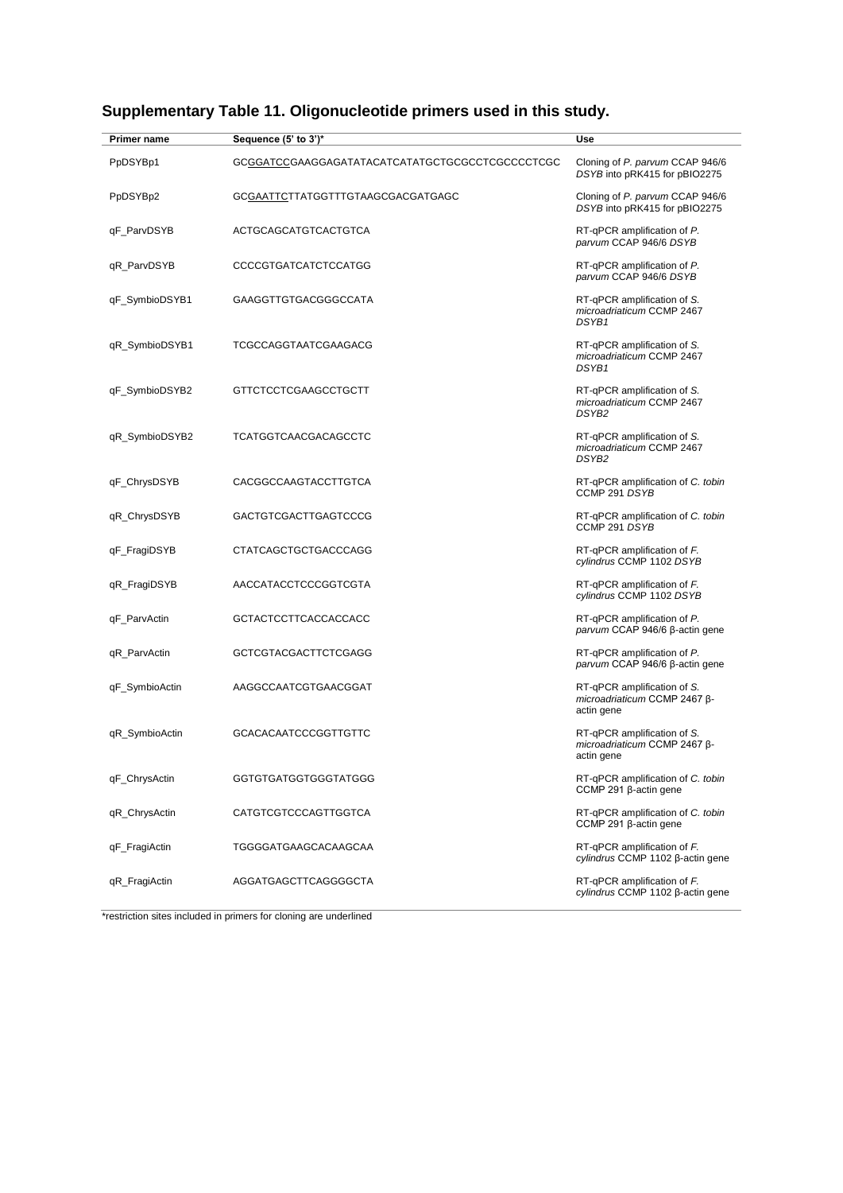# Supplementary Table 11. Oligonucleotide primers used in this study.

| Primer name | Sequence (5' to 3')* | Use |
|---|---|---|
| PpDSYBp1 | GC<u>GGATCC</u>GAAGGAGATATACATCATATGCTGCGCCTCGCCCCTCGC | Cloning of *P. parvum* CCAP 946/6 *DSYB* into pRK415 for pBIO2275 |
| PpDSYBp2 | GC<u>GAATTC</u>TTATGGTTTGTAAGCGACGATGAGC | Cloning of *P. parvum* CCAP 946/6 *DSYB* into pRK415 for pBIO2275 |
| qF_ParvDSYB | ACTGCAGCATGTCACTGTCA | RT-qPCR amplification of *P. parvum* CCAP 946/6 *DSYB* |
| qR_ParvDSYB | CCCCGTGATCATCTCCATGG | RT-qPCR amplification of *P. parvum* CCAP 946/6 *DSYB* |
| qF_SymbioDSYB1 | GAAGGTTGTGACGGGCCATA | RT-qPCR amplification of *S. microadriaticum* CCMP 2467 *DSYB1* |
| qR_SymbioDSYB1 | TCGCCAGGTAATCGAAGACG | RT-qPCR amplification of *S. microadriaticum* CCMP 2467 *DSYB1* |
| qF_SymbioDSYB2 | GTTCTCCTCGAAGCCTGCTT | RT-qPCR amplification of *S. microadriaticum* CCMP 2467 *DSYB2* |
| qR_SymbioDSYB2 | TCATGGTCAACGACAGCCTC | RT-qPCR amplification of *S. microadriaticum* CCMP 2467 *DSYB2* |
| qF_ChrysDSYB | CACGGCCAAGTACCTTGTCA | RT-qPCR amplification of *C. tobin* CCMP 291 *DSYB* |
| qR_ChrysDSYB | GACTGTCGACTTGAGTCCCG | RT-qPCR amplification of *C. tobin* CCMP 291 *DSYB* |
| qF_FragiDSYB | CTATCAGCTGCTGACCCAGG | RT-qPCR amplification of *F. cylindrus* CCMP 1102 *DSYB* |
| qR_FragiDSYB | AACCATACCTCCCGGTCGTA | RT-qPCR amplification of *F. cylindrus* CCMP 1102 *DSYB* |
| qF_ParvActin | GCTACTCCTTCACCACCACC | RT-qPCR amplification of *P. parvum* CCAP 946/6 β-actin gene |
| qR_ParvActin | GCTCGTACGACTTCTCGAGG | RT-qPCR amplification of *P. parvum* CCAP 946/6 β-actin gene |
| qF_SymbioActin | AAGGCCAATCGTGAACGGAT | RT-qPCR amplification of *S. microadriaticum* CCMP 2467 β-actin gene |
| qR_SymbioActin | GCACACAATCCCGGTTGTTC | RT-qPCR amplification of *S. microadriaticum* CCMP 2467 β-actin gene |
| qF_ChrysActin | GGTGTGATGGTGGGTATGGG | RT-qPCR amplification of *C. tobin* CCMP 291 β-actin gene |
| qR_ChrysActin | CATGTCGTCCCAGTTGGTCA | RT-qPCR amplification of *C. tobin* CCMP 291 β-actin gene |
| qF_FragiActin | TGGGGATGAAGCACAAGCAA | RT-qPCR amplification of *F. cylindrus* CCMP 1102 β-actin gene |
| qR_FragiActin | AGGATGAGCTTCAGGGGCTA | RT-qPCR amplification of *F. cylindrus* CCMP 1102 β-actin gene |

*restriction sites included in primers for cloning are underlined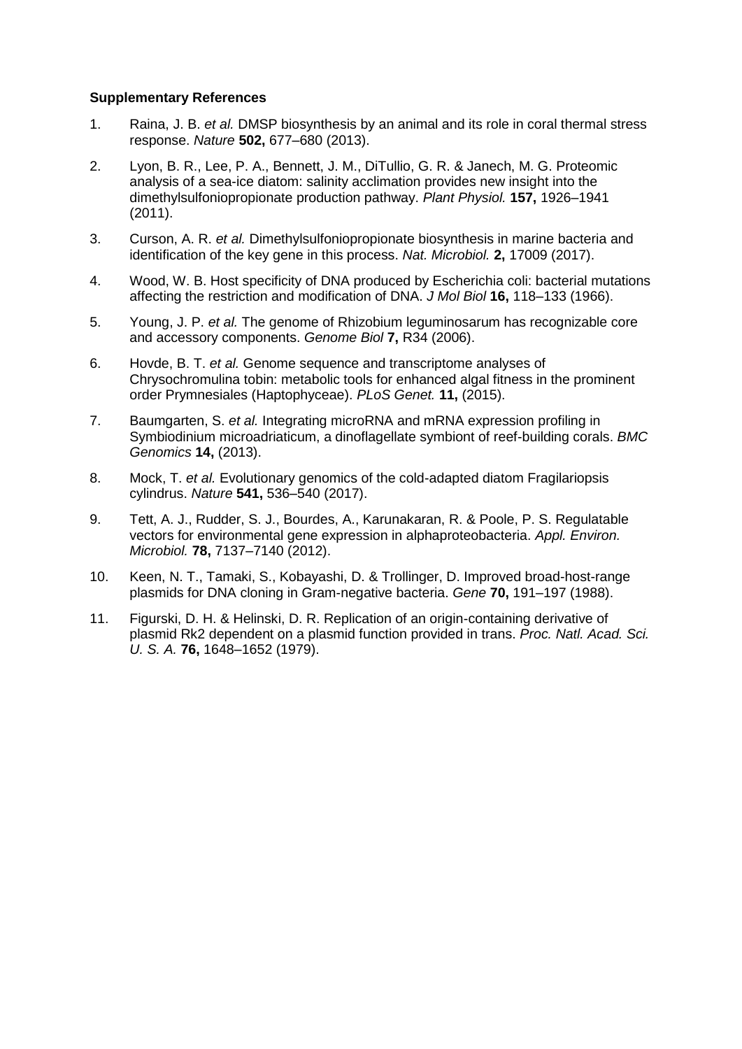**Supplementary References**

1. Raina, J. B. *et al.* DMSP biosynthesis by an animal and its role in coral thermal stress response. *Nature* **502,** 677–680 (2013).
2. Lyon, B. R., Lee, P. A., Bennett, J. M., DiTullio, G. R. & Janech, M. G. Proteomic analysis of a sea-ice diatom: salinity acclimation provides new insight into the dimethylsulfoniopropionate production pathway. *Plant Physiol.* **157,** 1926–1941 (2011).
3. Curson, A. R. *et al.* Dimethylsulfoniopropionate biosynthesis in marine bacteria and identification of the key gene in this process. *Nat. Microbiol.* **2,** 17009 (2017).
4. Wood, W. B. Host specificity of DNA produced by Escherichia coli: bacterial mutations affecting the restriction and modification of DNA. *J Mol Biol* **16,** 118–133 (1966).
5. Young, J. P. *et al.* The genome of Rhizobium leguminosarum has recognizable core and accessory components. *Genome Biol* **7,** R34 (2006).
6. Hovde, B. T. *et al.* Genome sequence and transcriptome analyses of Chrysochromulina tobin: metabolic tools for enhanced algal fitness in the prominent order Prymnesiales (Haptophyceae). *PLoS Genet.* **11,** (2015).
7. Baumgarten, S. *et al.* Integrating microRNA and mRNA expression profiling in Symbiodinium microadriaticum, a dinoflagellate symbiont of reef-building corals. *BMC Genomics* **14,** (2013).
8. Mock, T. *et al.* Evolutionary genomics of the cold-adapted diatom Fragilariopsis cylindrus. *Nature* **541,** 536–540 (2017).
9. Tett, A. J., Rudder, S. J., Bourdes, A., Karunakaran, R. & Poole, P. S. Regulatable vectors for environmental gene expression in alphaproteobacteria. *Appl. Environ. Microbiol.* **78,** 7137–7140 (2012).
10. Keen, N. T., Tamaki, S., Kobayashi, D. & Trollinger, D. Improved broad-host-range plasmids for DNA cloning in Gram-negative bacteria. *Gene* **70,** 191–197 (1988).
11. Figurski, D. H. & Helinski, D. R. Replication of an origin-containing derivative of plasmid Rk2 dependent on a plasmid function provided in trans. *Proc. Natl. Acad. Sci. U. S. A.* **76,** 1648–1652 (1979).